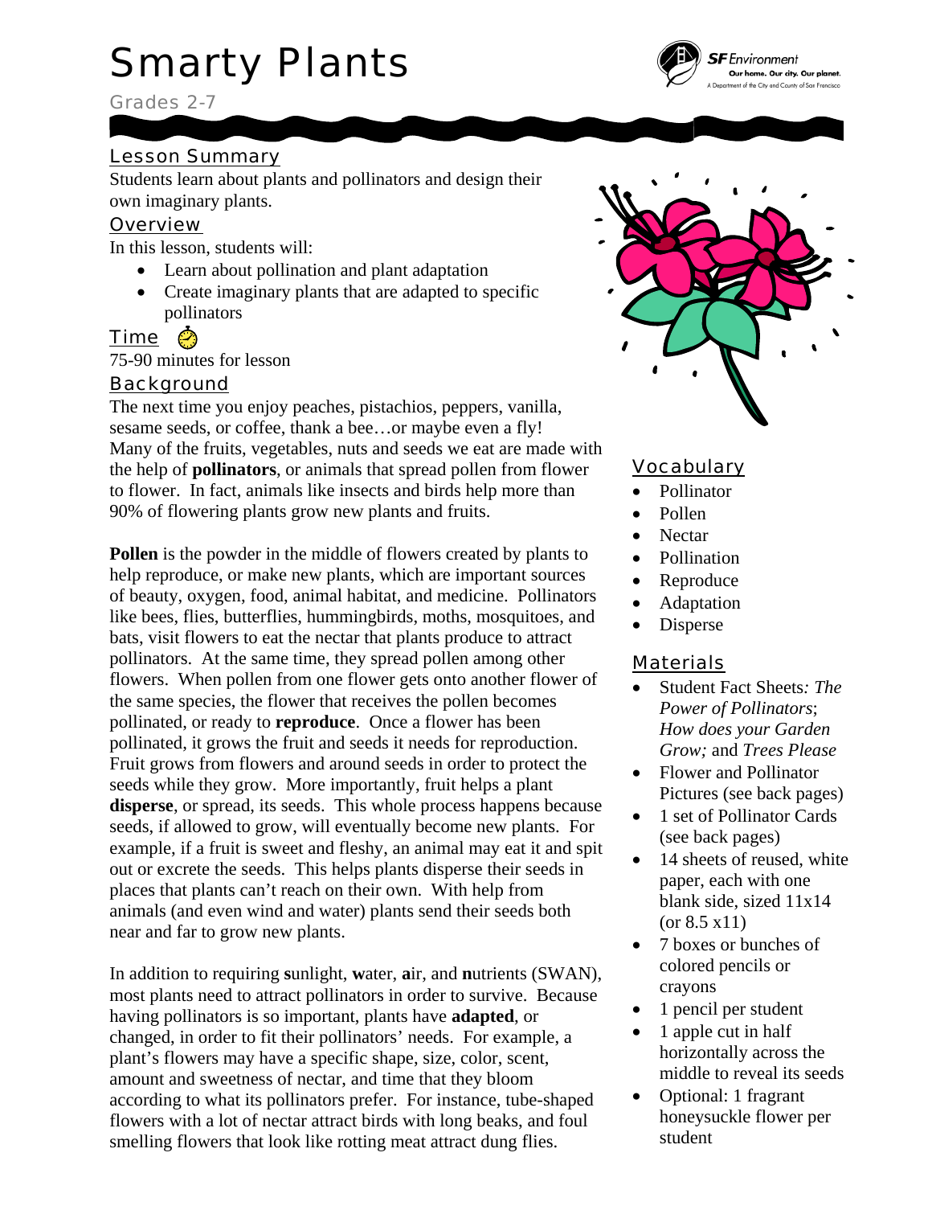# Smarty Plants

Grades 2-7

SF Environment
Our home. Our city. Our planet.
A Department of the City and County of San Francisco

## Lesson Summary

Students learn about plants and pollinators and design their own imaginary plants.

## Overview

In this lesson, students will:

- Learn about pollination and plant adaptation
- Create imaginary plants that are adapted to specific pollinators

## Time

75-90 minutes for lesson

## Background

The next time you enjoy peaches, pistachios, peppers, vanilla, sesame seeds, or coffee, thank a bee…or maybe even a fly! Many of the fruits, vegetables, nuts and seeds we eat are made with the help of **pollinators**, or animals that spread pollen from flower to flower. In fact, animals like insects and birds help more than 90% of flowering plants grow new plants and fruits.

**Pollen** is the powder in the middle of flowers created by plants to help reproduce, or make new plants, which are important sources of beauty, oxygen, food, animal habitat, and medicine. Pollinators like bees, flies, butterflies, hummingbirds, moths, mosquitoes, and bats, visit flowers to eat the nectar that plants produce to attract pollinators. At the same time, they spread pollen among other flowers. When pollen from one flower gets onto another flower of the same species, the flower that receives the pollen becomes pollinated, or ready to **reproduce**. Once a flower has been pollinated, it grows the fruit and seeds it needs for reproduction. Fruit grows from flowers and around seeds in order to protect the seeds while they grow. More importantly, fruit helps a plant **disperse**, or spread, its seeds. This whole process happens because seeds, if allowed to grow, will eventually become new plants. For example, if a fruit is sweet and fleshy, an animal may eat it and spit out or excrete the seeds. This helps plants disperse their seeds in places that plants can't reach on their own. With help from animals (and even wind and water) plants send their seeds both near and far to grow new plants.

In addition to requiring **s**unlight, **w**ater, **a**ir, and **n**utrients (SWAN), most plants need to attract pollinators in order to survive. Because having pollinators is so important, plants have **adapted**, or changed, in order to fit their pollinators' needs. For example, a plant's flowers may have a specific shape, size, color, scent, amount and sweetness of nectar, and time that they bloom according to what its pollinators prefer. For instance, tube-shaped flowers with a lot of nectar attract birds with long beaks, and foul smelling flowers that look like rotting meat attract dung flies.

## Vocabulary

- Pollinator
- Pollen
- Nectar
- Pollination
- Reproduce
- Adaptation
- Disperse

## Materials

- Student Fact Sheets*: The Power of Pollinators*; *How does your Garden Grow;* and *Trees Please*
- Flower and Pollinator Pictures (see back pages)
- 1 set of Pollinator Cards (see back pages)
- 14 sheets of reused, white paper, each with one blank side, sized 11x14 (or 8.5 x11)
- 7 boxes or bunches of colored pencils or crayons
- 1 pencil per student
- 1 apple cut in half horizontally across the middle to reveal its seeds
- Optional: 1 fragrant honeysuckle flower per student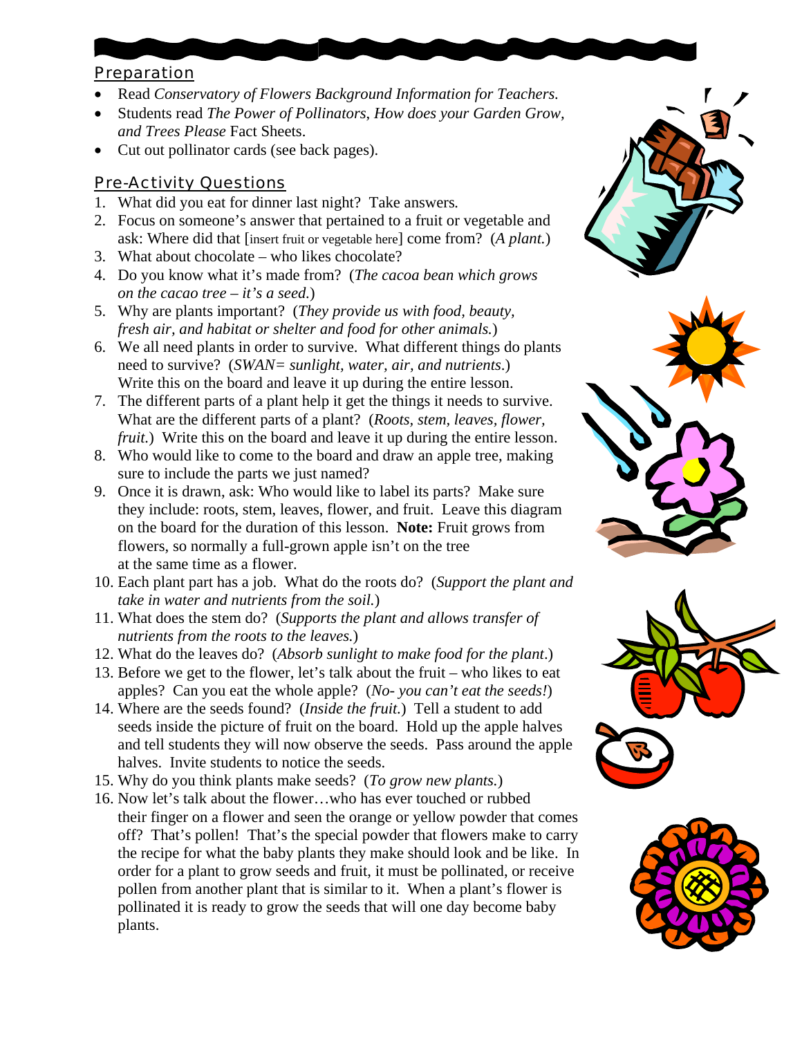## Preparation

- Read *Conservatory of Flowers Background Information for Teachers.*
- Students read *The Power of Pollinators, How does your Garden Grow, and Trees Please* Fact Sheets.
- Cut out pollinator cards (see back pages).

## Pre-Activity Questions

1. What did you eat for dinner last night? Take answers.
2. Focus on someone's answer that pertained to a fruit or vegetable and ask: Where did that [insert fruit or vegetable here] come from? (*A plant.*)
3. What about chocolate – who likes chocolate?
4. Do you know what it's made from? (*The cacoa bean which grows on the cacao tree – it's a seed.*)
5. Why are plants important? (*They provide us with food, beauty, fresh air, and habitat or shelter and food for other animals.*)
6. We all need plants in order to survive. What different things do plants need to survive? (*SWAN= sunlight, water, air, and nutrients.*) Write this on the board and leave it up during the entire lesson.
7. The different parts of a plant help it get the things it needs to survive. What are the different parts of a plant? (*Roots, stem, leaves, flower, fruit.*) Write this on the board and leave it up during the entire lesson.
8. Who would like to come to the board and draw an apple tree, making sure to include the parts we just named?
9. Once it is drawn, ask: Who would like to label its parts? Make sure they include: roots, stem, leaves, flower, and fruit. Leave this diagram on the board for the duration of this lesson. **Note:** Fruit grows from flowers, so normally a full-grown apple isn't on the tree at the same time as a flower.
10. Each plant part has a job. What do the roots do? (*Support the plant and take in water and nutrients from the soil.*)
11. What does the stem do? (*Supports the plant and allows transfer of nutrients from the roots to the leaves.*)
12. What do the leaves do? (*Absorb sunlight to make food for the plant*.)
13. Before we get to the flower, let's talk about the fruit – who likes to eat apples? Can you eat the whole apple? (*No- you can't eat the seeds!*)
14. Where are the seeds found? (*Inside the fruit*.) Tell a student to add seeds inside the picture of fruit on the board. Hold up the apple halves and tell students they will now observe the seeds. Pass around the apple halves. Invite students to notice the seeds.
15. Why do you think plants make seeds? (*To grow new plants.*)
16. Now let's talk about the flower…who has ever touched or rubbed their finger on a flower and seen the orange or yellow powder that comes off? That's pollen! That's the special powder that flowers make to carry the recipe for what the baby plants they make should look and be like. In order for a plant to grow seeds and fruit, it must be pollinated, or receive pollen from another plant that is similar to it. When a plant's flower is pollinated it is ready to grow the seeds that will one day become baby plants.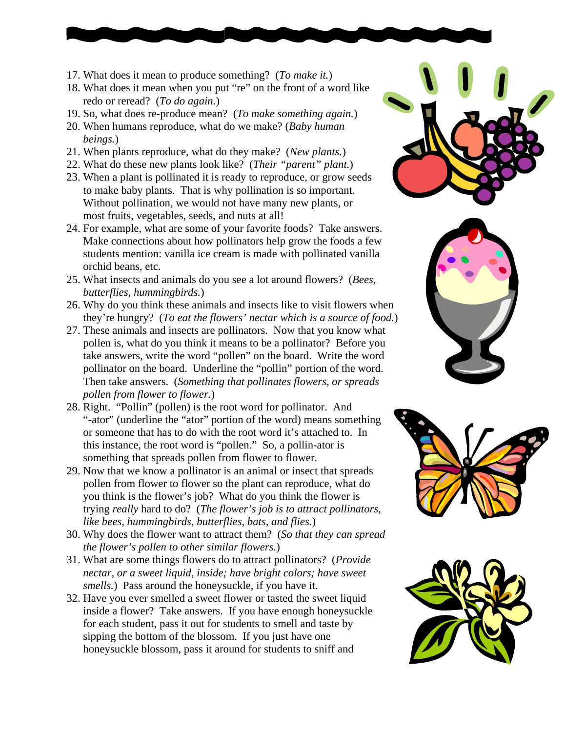17. What does it mean to produce something? (*To make it.*)
18. What does it mean when you put "re" on the front of a word like redo or reread? (*To do again.*)
19. So, what does re-produce mean? (*To make something again.*)
20. When humans reproduce, what do we make? (*Baby human beings.*)
21. When plants reproduce, what do they make? (*New plants.*)
22. What do these new plants look like? (*Their "parent" plant.*)
23. When a plant is pollinated it is ready to reproduce, or grow seeds to make baby plants. That is why pollination is so important. Without pollination, we would not have many new plants, or most fruits, vegetables, seeds, and nuts at all!
24. For example, what are some of your favorite foods? Take answers. Make connections about how pollinators help grow the foods a few students mention: vanilla ice cream is made with pollinated vanilla orchid beans, etc.
25. What insects and animals do you see a lot around flowers? (*Bees, butterflies, hummingbirds.*)
26. Why do you think these animals and insects like to visit flowers when they're hungry? (*To eat the flowers' nectar which is a source of food.*)
27. These animals and insects are pollinators. Now that you know what pollen is, what do you think it means to be a pollinator? Before you take answers, write the word "pollen" on the board. Write the word pollinator on the board. Underline the "pollin" portion of the word. Then take answers. (*Something that pollinates flowers, or spreads pollen from flower to flower.*)
28. Right. "Pollin" (pollen) is the root word for pollinator. And "-ator" (underline the "ator" portion of the word) means something or someone that has to do with the root word it's attached to. In this instance, the root word is "pollen." So, a pollin-ator is something that spreads pollen from flower to flower.
29. Now that we know a pollinator is an animal or insect that spreads pollen from flower to flower so the plant can reproduce, what do you think is the flower's job? What do you think the flower is trying *really* hard to do? (*The flower's job is to attract pollinators, like bees, hummingbirds, butterflies, bats, and flies.*)
30. Why does the flower want to attract them? (*So that they can spread the flower's pollen to other similar flowers.*)
31. What are some things flowers do to attract pollinators? (*Provide nectar, or a sweet liquid, inside; have bright colors; have sweet smells.*) Pass around the honeysuckle, if you have it.
32. Have you ever smelled a sweet flower or tasted the sweet liquid inside a flower? Take answers. If you have enough honeysuckle for each student, pass it out for students to smell and taste by sipping the bottom of the blossom. If you just have one honeysuckle blossom, pass it around for students to sniff and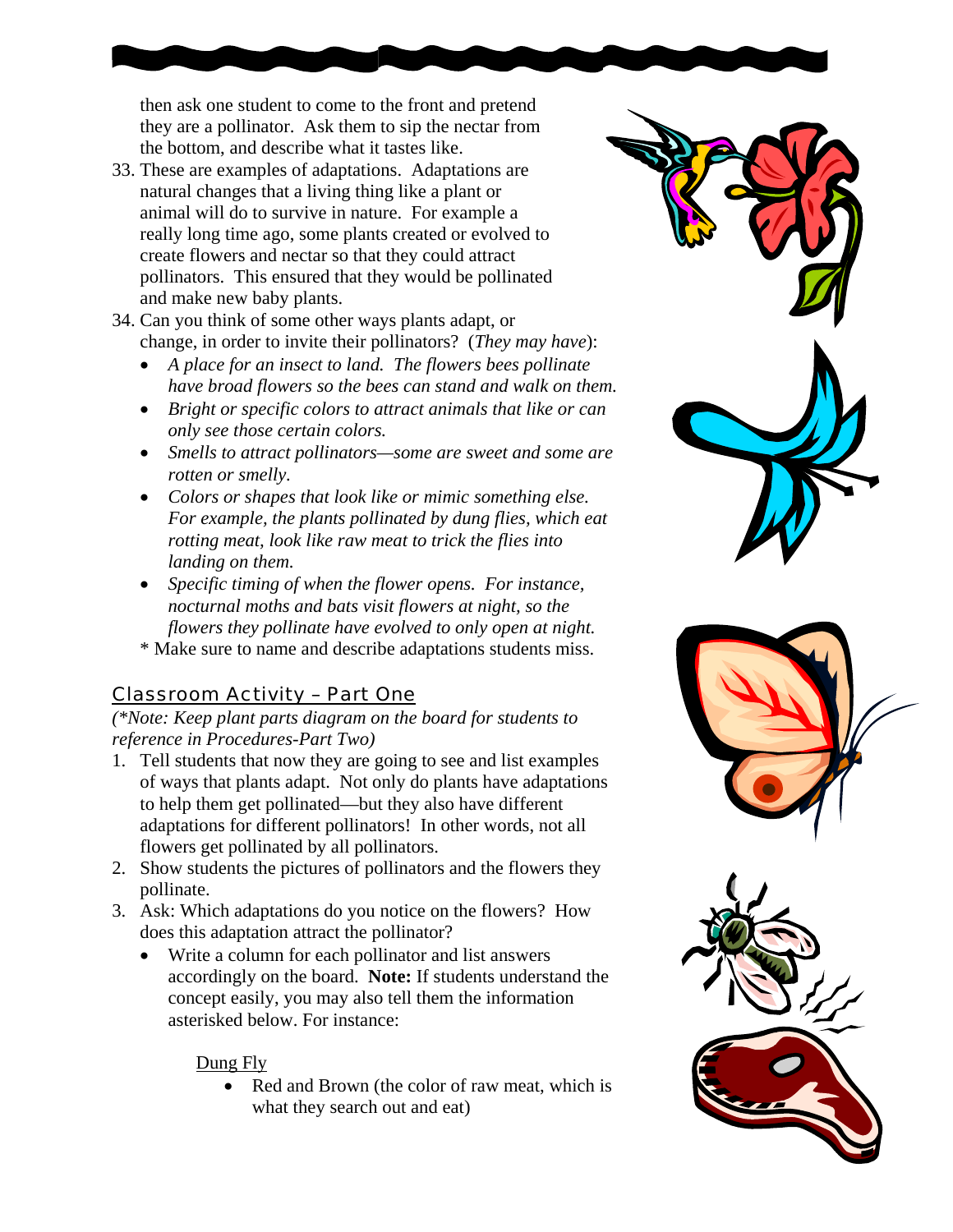then ask one student to come to the front and pretend they are a pollinator. Ask them to sip the nectar from the bottom, and describe what it tastes like.

33. These are examples of adaptations. Adaptations are natural changes that a living thing like a plant or animal will do to survive in nature. For example a really long time ago, some plants created or evolved to create flowers and nectar so that they could attract pollinators. This ensured that they would be pollinated and make new baby plants.
34. Can you think of some other ways plants adapt, or change, in order to invite their pollinators? (*They may have*):
    - *A place for an insect to land. The flowers bees pollinate have broad flowers so the bees can stand and walk on them.*
    - *Bright or specific colors to attract animals that like or can only see those certain colors.*
    - *Smells to attract pollinators—some are sweet and some are rotten or smelly.*
    - *Colors or shapes that look like or mimic something else. For example, the plants pollinated by dung flies, which eat rotting meat, look like raw meat to trick the flies into landing on them.*
    - *Specific timing of when the flower opens. For instance, nocturnal moths and bats visit flowers at night, so the flowers they pollinate have evolved to only open at night.*

    * Make sure to name and describe adaptations students miss.

## Classroom Activity – Part One

*(\*Note: Keep plant parts diagram on the board for students to reference in Procedures-Part Two)*

1. Tell students that now they are going to see and list examples of ways that plants adapt. Not only do plants have adaptations to help them get pollinated—but they also have different adaptations for different pollinators! In other words, not all flowers get pollinated by all pollinators.
2. Show students the pictures of pollinators and the flowers they pollinate.
3. Ask: Which adaptations do you notice on the flowers? How does this adaptation attract the pollinator?
    - Write a column for each pollinator and list answers accordingly on the board. **Note:** If students understand the concept easily, you may also tell them the information asterisked below. For instance:

      <u>Dung Fly</u>

        - Red and Brown (the color of raw meat, which is what they search out and eat)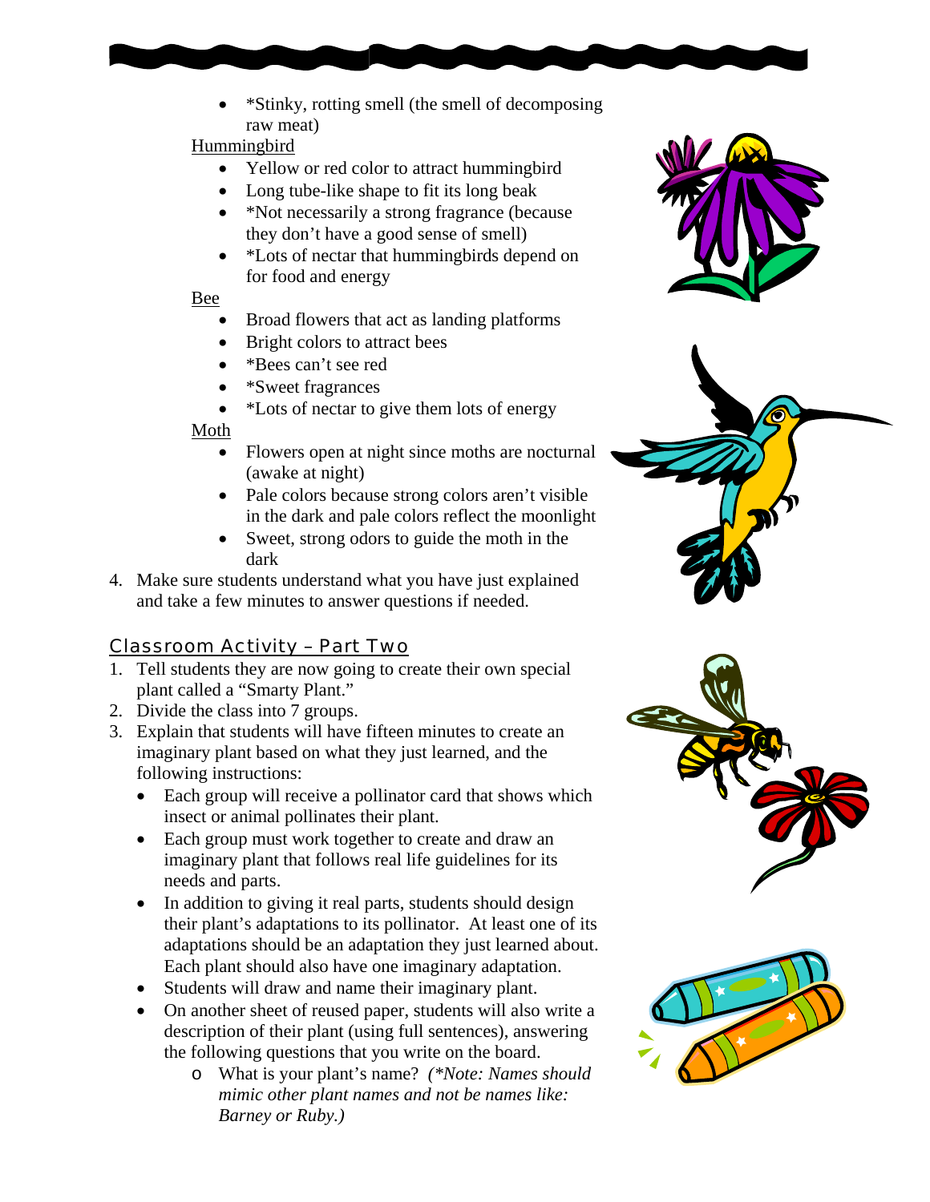- *Stinky, rotting smell (the smell of decomposing raw meat)

Hummingbird

- Yellow or red color to attract hummingbird
- Long tube-like shape to fit its long beak
- *Not necessarily a strong fragrance (because they don't have a good sense of smell)
- *Lots of nectar that hummingbirds depend on for food and energy

Bee

- Broad flowers that act as landing platforms
- Bright colors to attract bees
- *Bees can't see red
- *Sweet fragrances
- *Lots of nectar to give them lots of energy

Moth

- Flowers open at night since moths are nocturnal (awake at night)
- Pale colors because strong colors aren't visible in the dark and pale colors reflect the moonlight
- Sweet, strong odors to guide the moth in the dark

4. Make sure students understand what you have just explained and take a few minutes to answer questions if needed.

## Classroom Activity – Part Two

1. Tell students they are now going to create their own special plant called a "Smarty Plant."
2. Divide the class into 7 groups.
3. Explain that students will have fifteen minutes to create an imaginary plant based on what they just learned, and the following instructions:
   - Each group will receive a pollinator card that shows which insect or animal pollinates their plant.
   - Each group must work together to create and draw an imaginary plant that follows real life guidelines for its needs and parts.
   - In addition to giving it real parts, students should design their plant's adaptations to its pollinator. At least one of its adaptations should be an adaptation they just learned about. Each plant should also have one imaginary adaptation.
   - Students will draw and name their imaginary plant.
   - On another sheet of reused paper, students will also write a description of their plant (using full sentences), answering the following questions that you write on the board.
     - What is your plant's name? *(*Note: Names should mimic other plant names and not be names like: Barney or Ruby.)*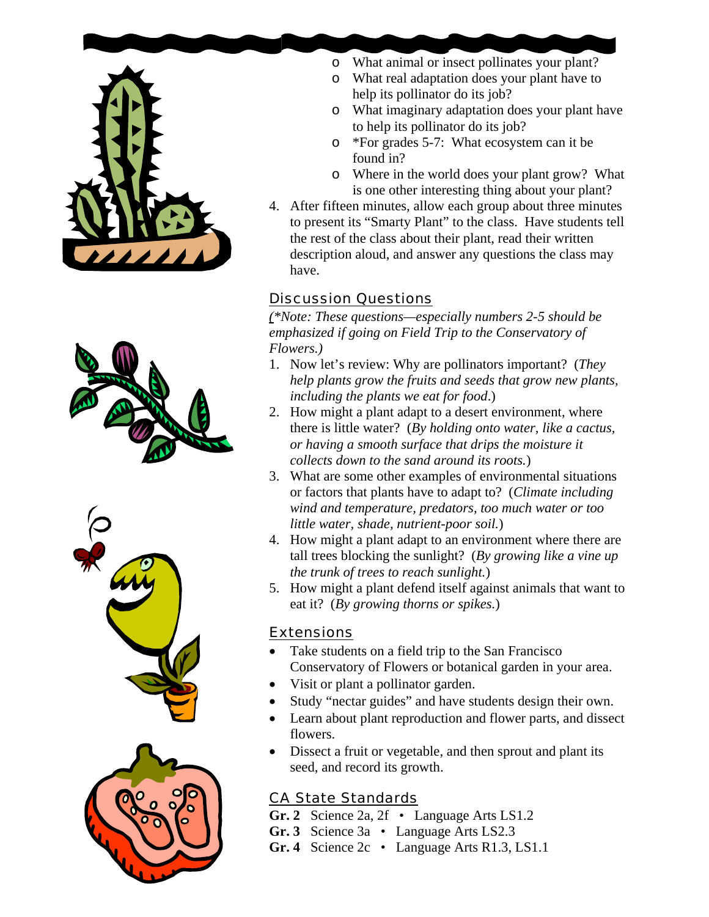- What animal or insect pollinates your plant?
- What real adaptation does your plant have to help its pollinator do its job?
- What imaginary adaptation does your plant have to help its pollinator do its job?
- *For grades 5-7: What ecosystem can it be found in?
- Where in the world does your plant grow? What is one other interesting thing about your plant?

4. After fifteen minutes, allow each group about three minutes to present its "Smarty Plant" to the class. Have students tell the rest of the class about their plant, read their written description aloud, and answer any questions the class may have.

## Discussion Questions

*(*Note: These questions—especially numbers 2-5 should be emphasized if going on Field Trip to the Conservatory of Flowers.)*

1. Now let's review: Why are pollinators important? (*They help plants grow the fruits and seeds that grow new plants, including the plants we eat for food*.)
2. How might a plant adapt to a desert environment, where there is little water? (*By holding onto water, like a cactus, or having a smooth surface that drips the moisture it collects down to the sand around its roots.*)
3. What are some other examples of environmental situations or factors that plants have to adapt to? (*Climate including wind and temperature, predators, too much water or too little water, shade, nutrient-poor soil.*)
4. How might a plant adapt to an environment where there are tall trees blocking the sunlight? (*By growing like a vine up the trunk of trees to reach sunlight.*)
5. How might a plant defend itself against animals that want to eat it? (*By growing thorns or spikes.*)

## Extensions

- Take students on a field trip to the San Francisco Conservatory of Flowers or botanical garden in your area.
- Visit or plant a pollinator garden.
- Study "nectar guides" and have students design their own.
- Learn about plant reproduction and flower parts, and dissect flowers.
- Dissect a fruit or vegetable, and then sprout and plant its seed, and record its growth.

## CA State Standards

**Gr. 2** Science 2a, 2f • Language Arts LS1.2
**Gr. 3** Science 3a • Language Arts LS2.3
**Gr. 4** Science 2c • Language Arts R1.3, LS1.1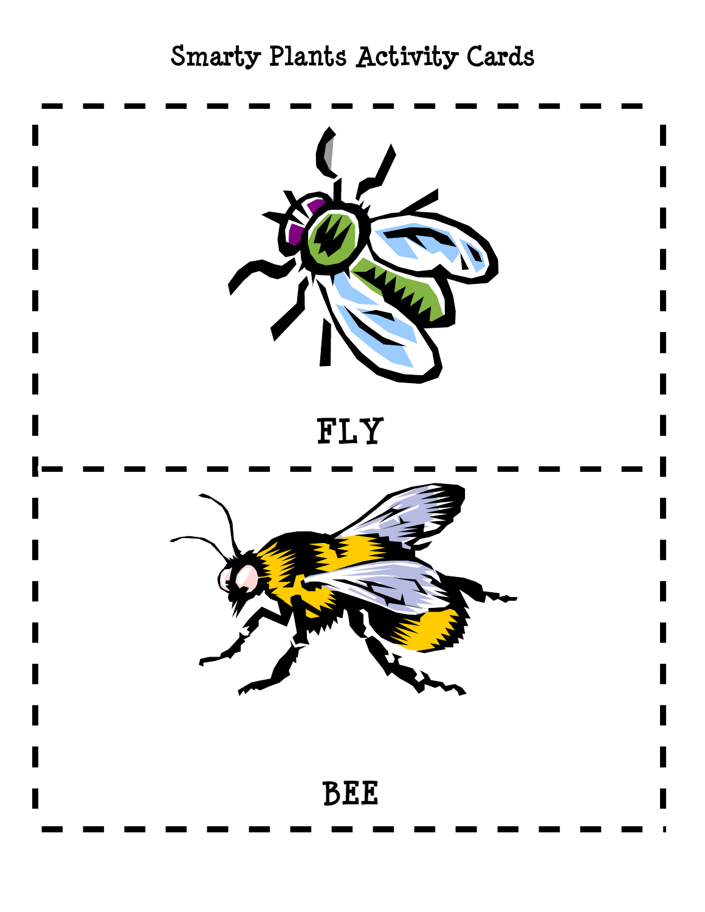Smarty Plants Activity Cards

FLY

BEE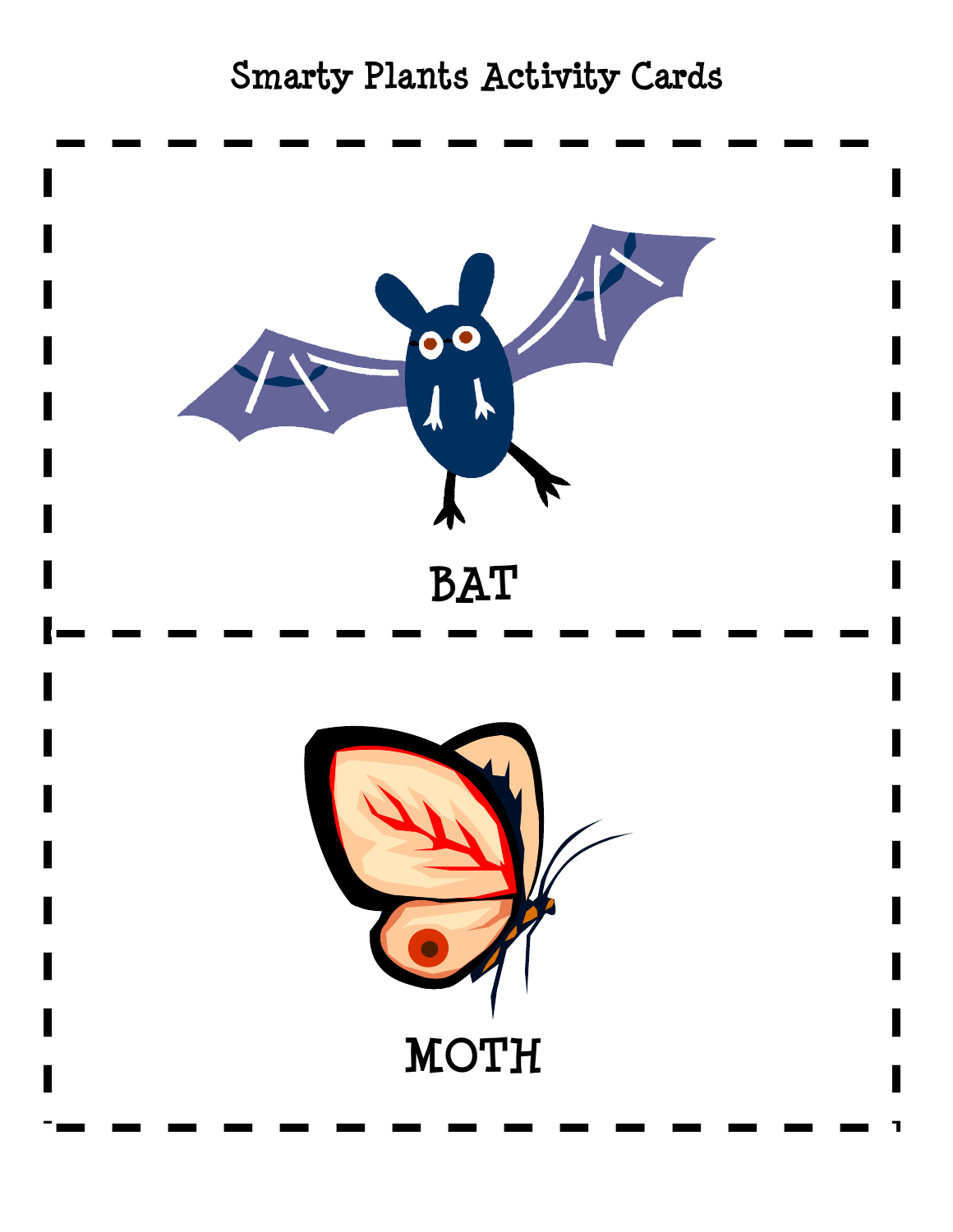Smarty Plants Activity Cards

BAT

MOTH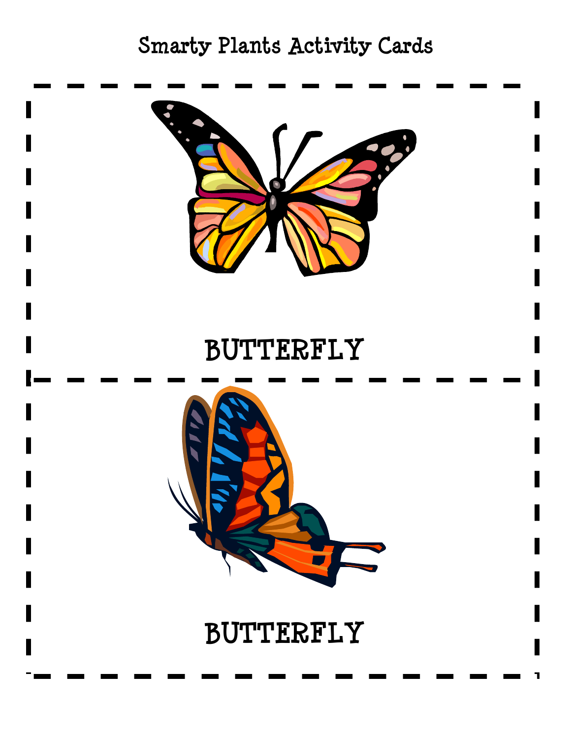Smarty Plants Activity Cards

BUTTERFLY

BUTTERFLY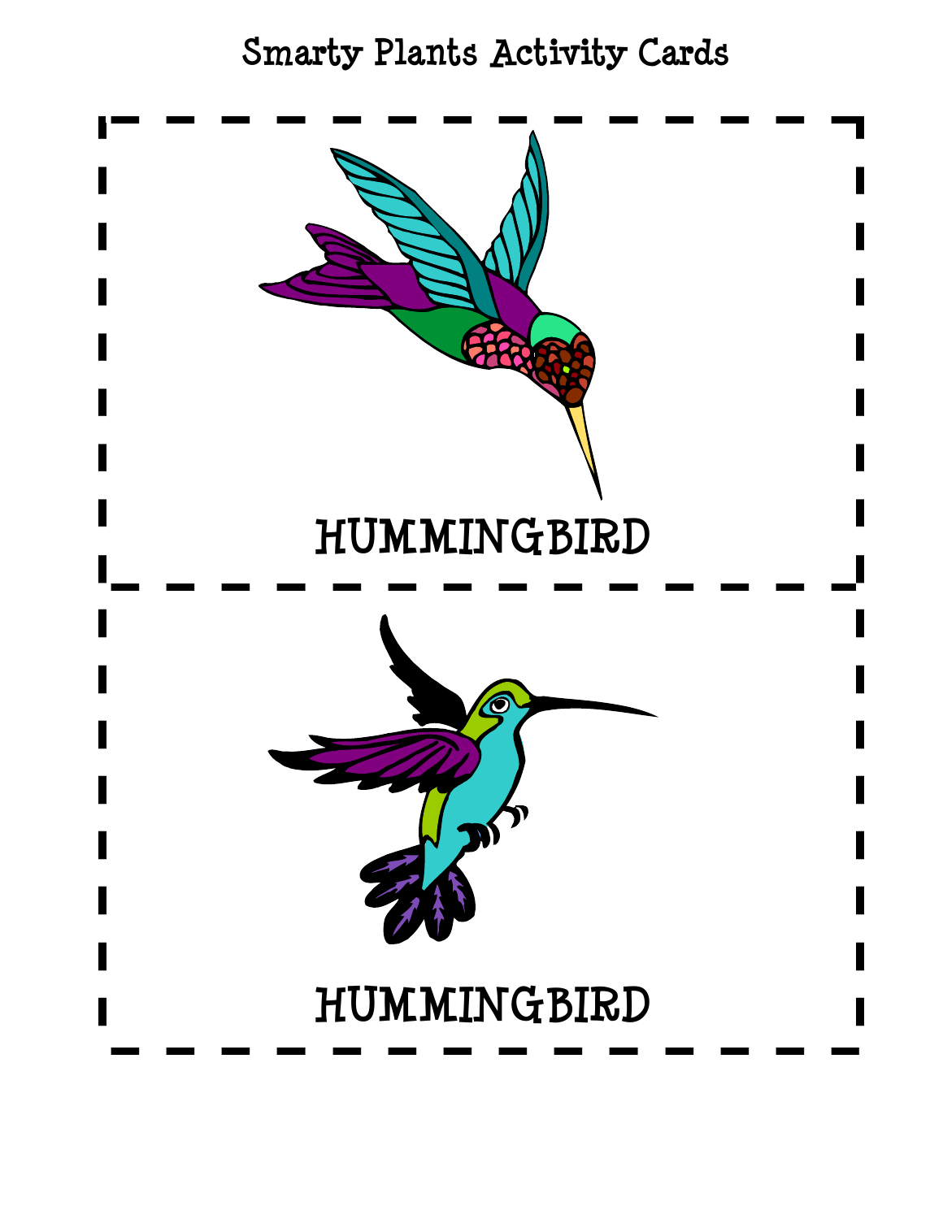# Smarty Plants Activity Cards

HUMMINGBIRD

HUMMINGBIRD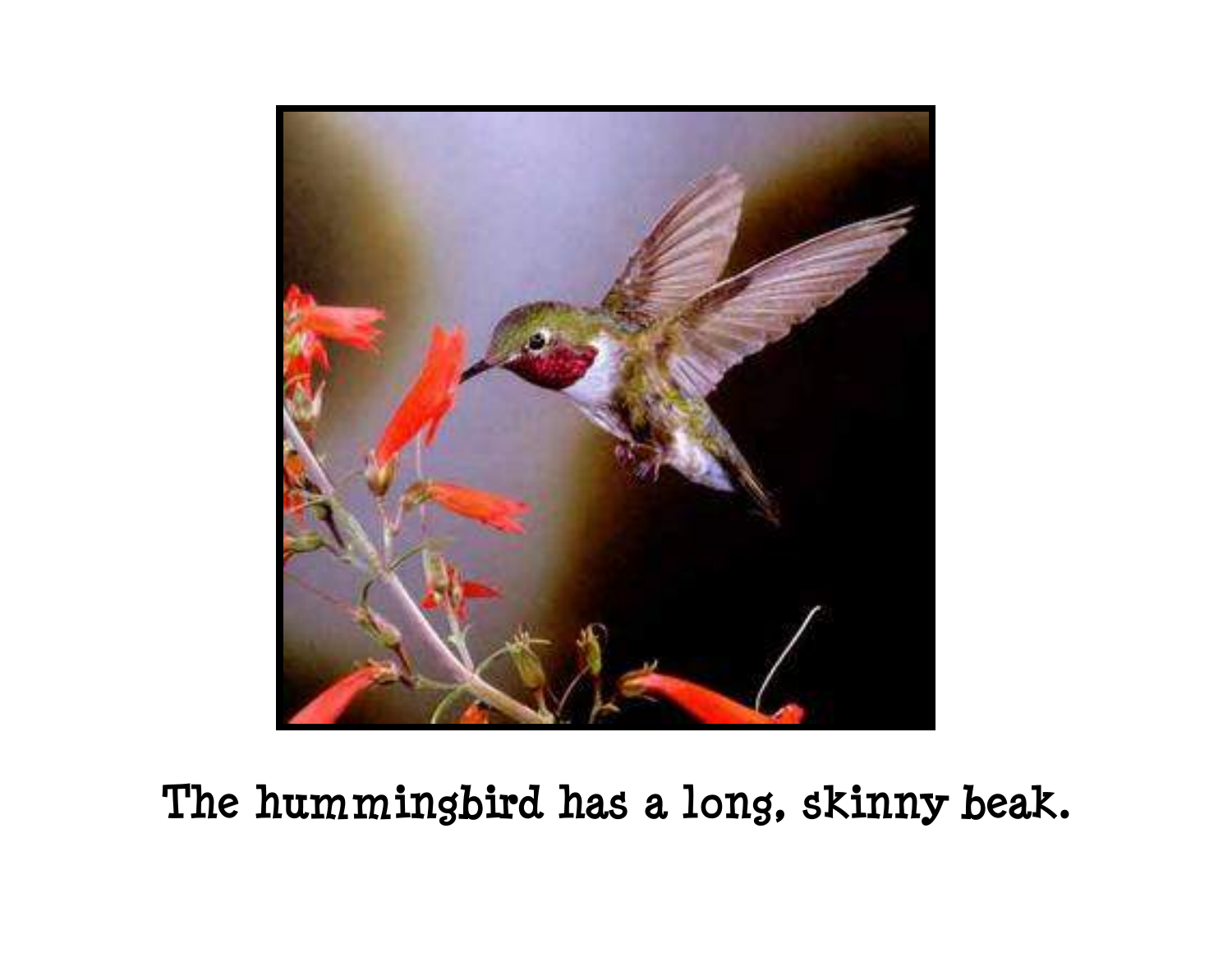The hummingbird has a long, skinny beak.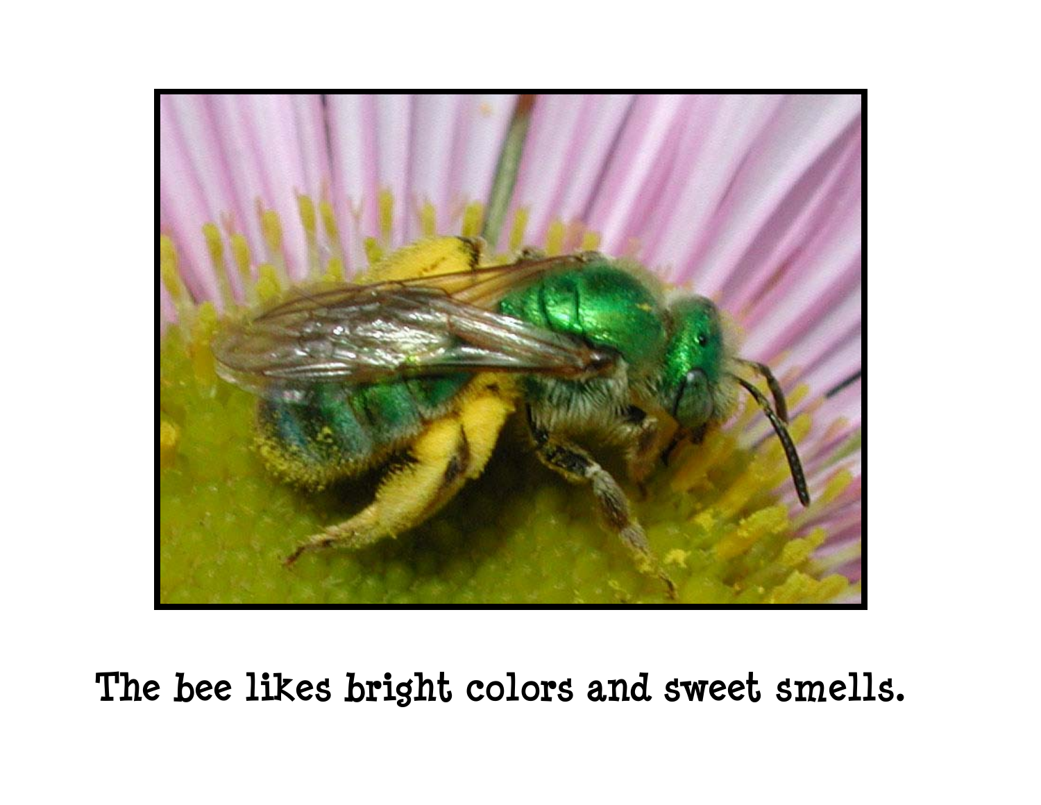The bee likes bright colors and sweet smells.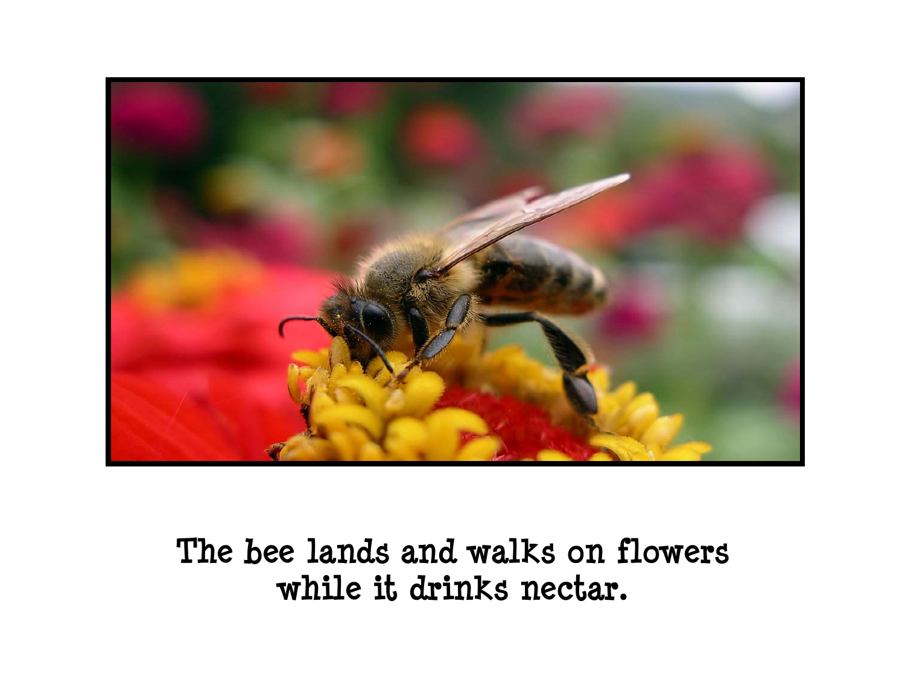The bee lands and walks on flowers while it drinks nectar.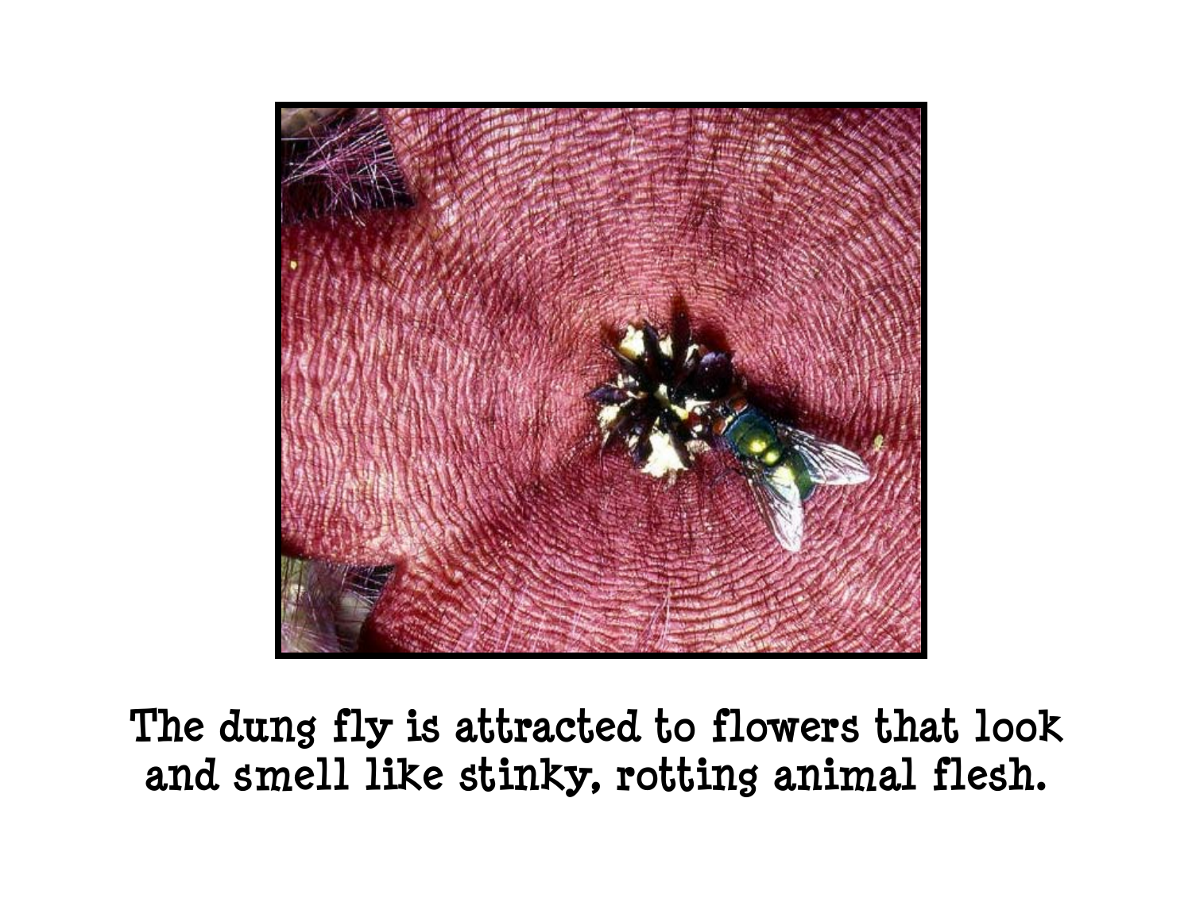The dung fly is attracted to flowers that look and smell like stinky, rotting animal flesh.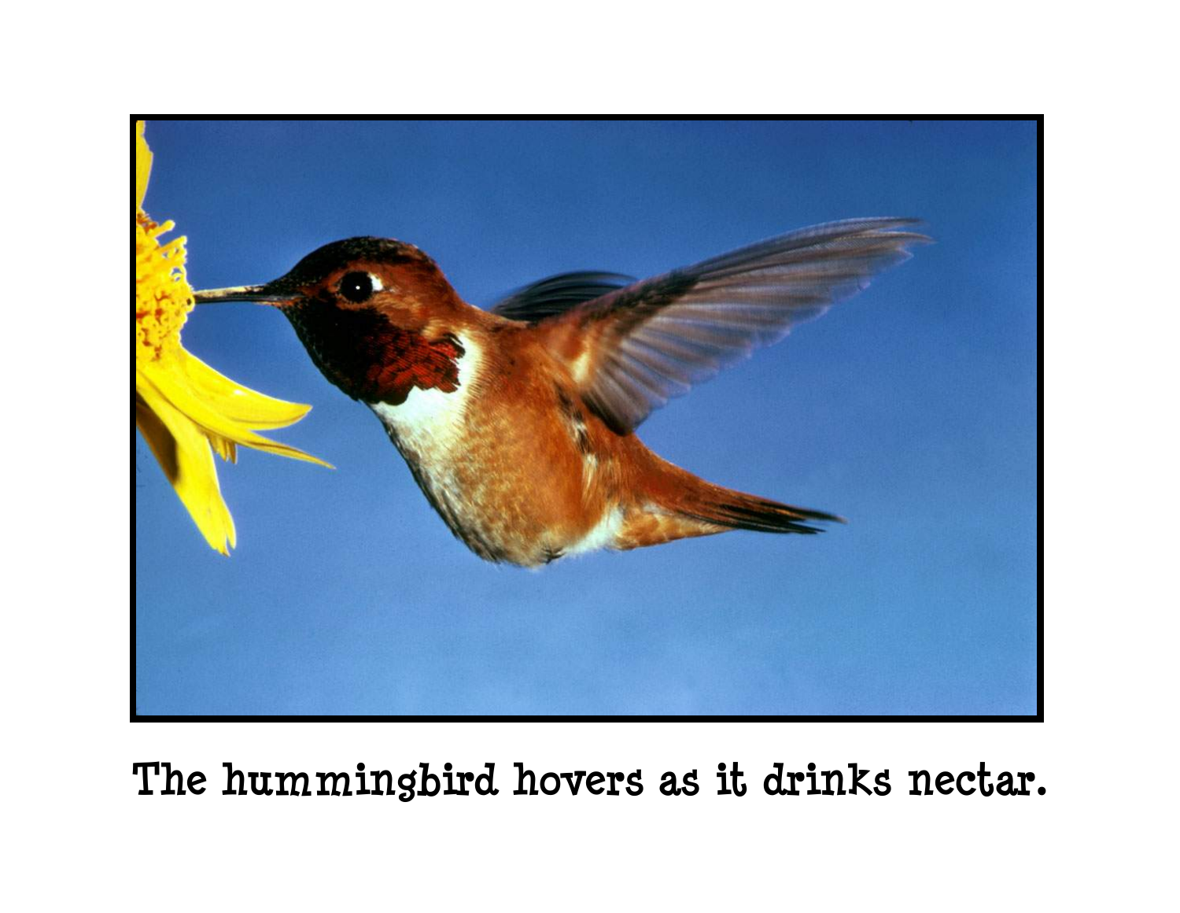The hummingbird hovers as it drinks nectar.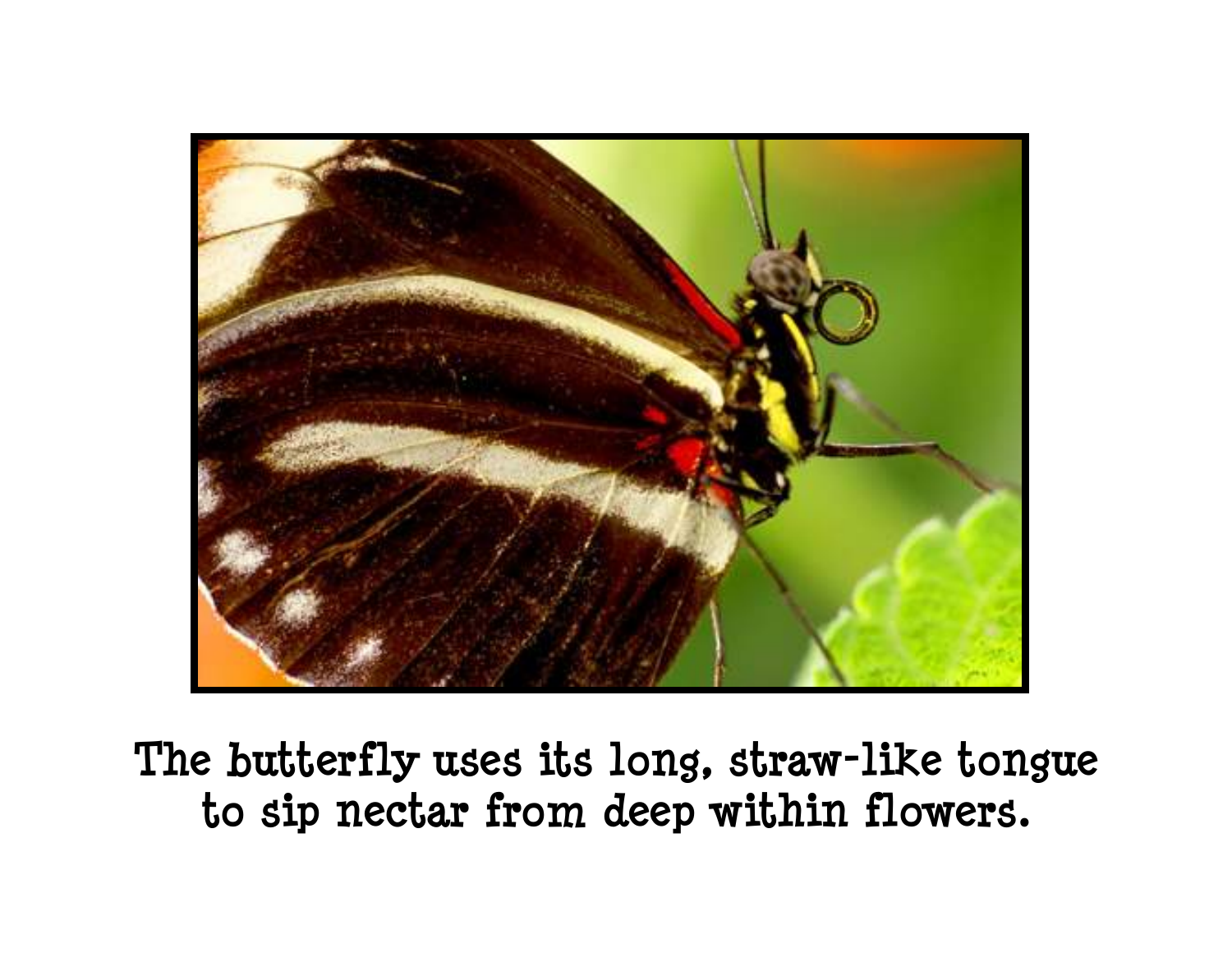The butterfly uses its long, straw-like tongue to sip nectar from deep within flowers.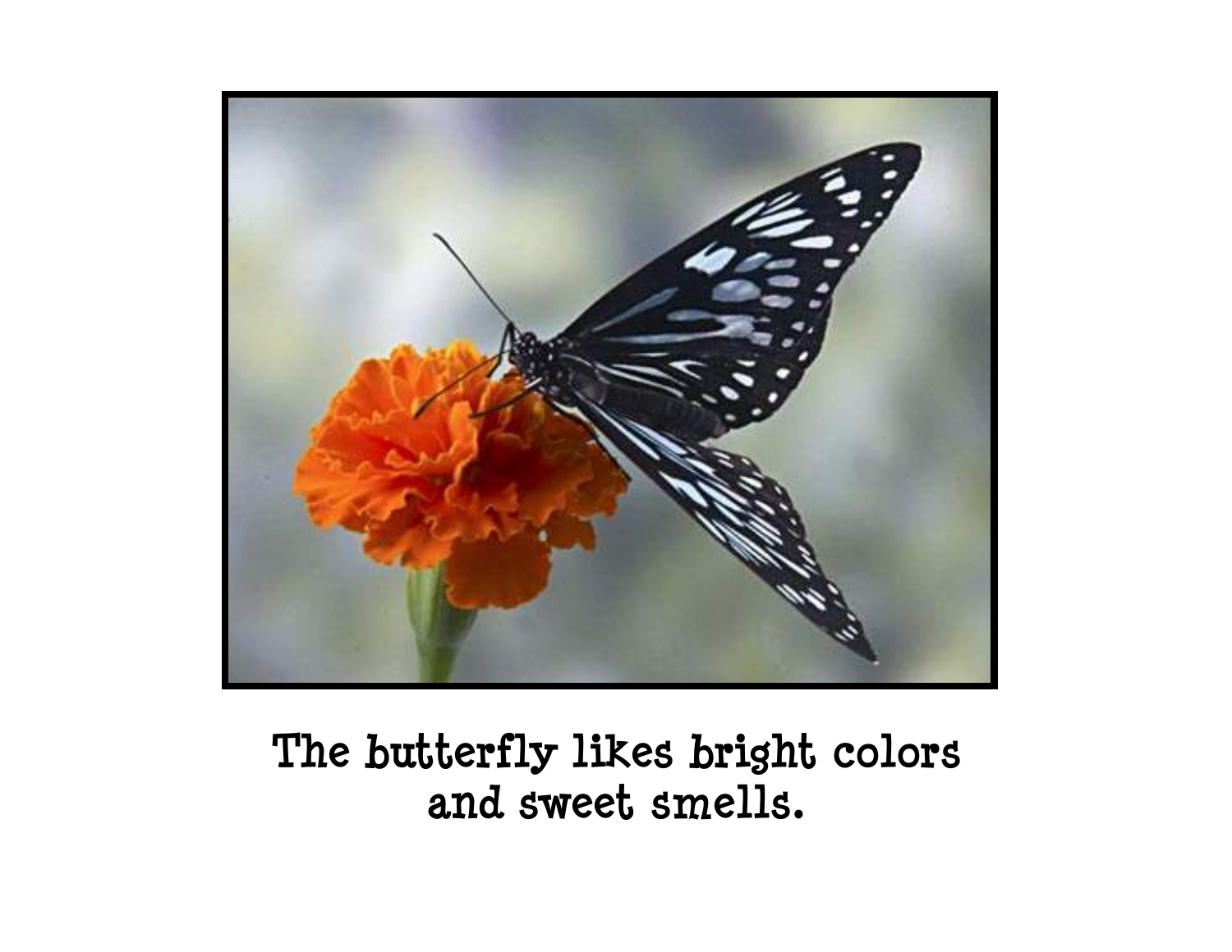The butterfly likes bright colors
and sweet smells.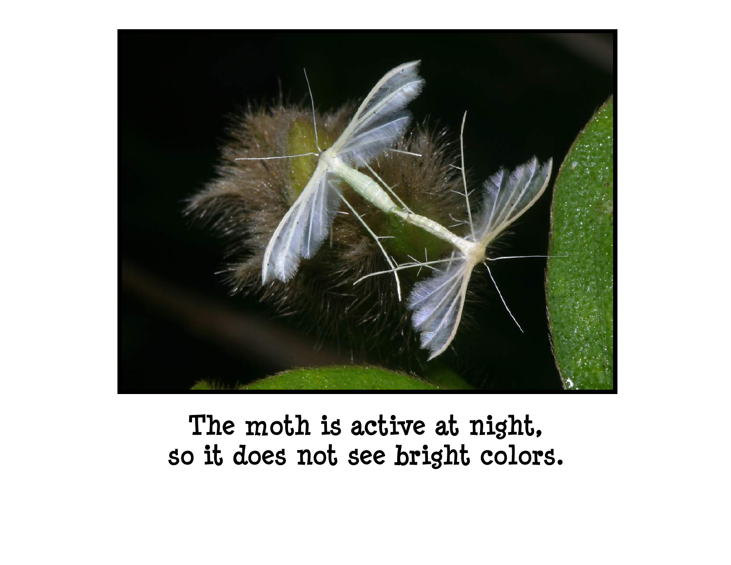The moth is active at night,
so it does not see bright colors.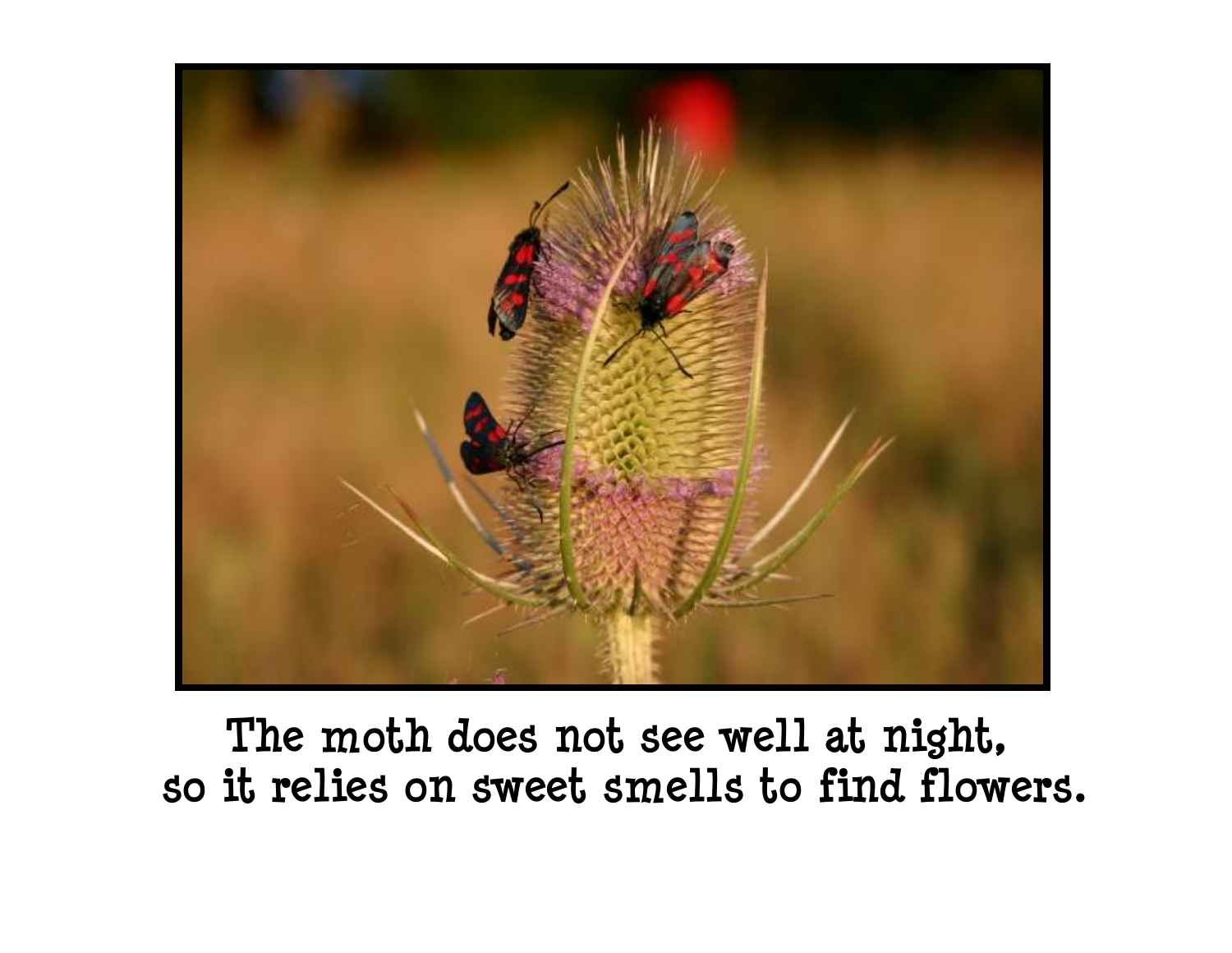The moth does not see well at night,
so it relies on sweet smells to find flowers.